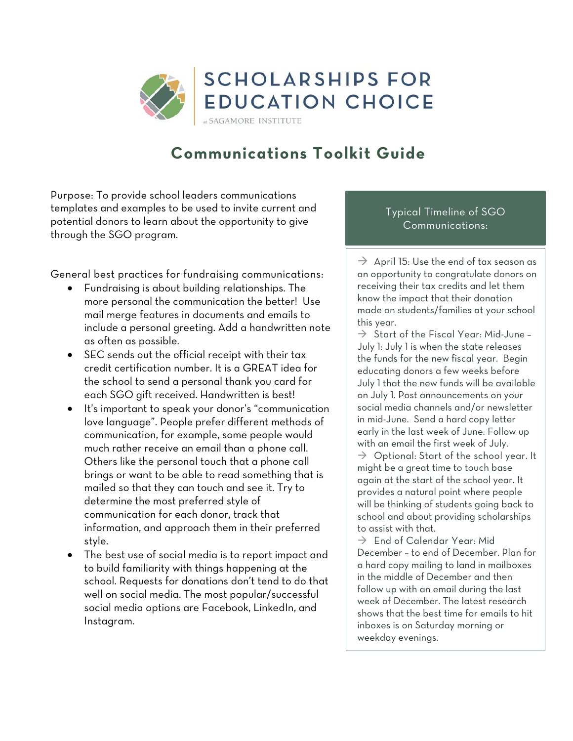# SCHOLARSHIPS FOR EDUCATION CHOICE

at SAGAMORE INSTITUTE

## Communications Toolkit Guide

Purpose: To provide school leaders communications templates and examples to be used to invite current and potential donors to learn about the opportunity to give through the SGO program.

General best practices for fundraising communications:

- Fundraising is about building relationships. The more personal the communication the better! Use mail merge features in documents and emails to include a personal greeting. Add a handwritten note as often as possible.
- SEC sends out the official receipt with their tax credit certification number. It is a GREAT idea for the school to send a personal thank you card for each SGO gift received. Handwritten is best!
- It's important to speak your donor's "communication love language". People prefer different methods of communication, for example, some people would much rather receive an email than a phone call. Others like the personal touch that a phone call brings or want to be able to read something that is mailed so that they can touch and see it. Try to determine the most preferred style of communication for each donor, track that information, and approach them in their preferred style.
- The best use of social media is to report impact and to build familiarity with things happening at the school. Requests for donations don't tend to do that well on social media. The most popular/successful social media options are Facebook, LinkedIn, and Instagram.

### Typical Timeline of SGO Communications:

→ April 15: Use the end of tax season as an opportunity to congratulate donors on receiving their tax credits and let them know the impact that their donation made on students/families at your school this year.

→ Start of the Fiscal Year: Mid-June – July 1: July 1 is when the state releases the funds for the new fiscal year. Begin educating donors a few weeks before July 1 that the new funds will be available on July 1. Post announcements on your social media channels and/or newsletter in mid-June. Send a hard copy letter early in the last week of June. Follow up with an email the first week of July.

→ Optional: Start of the school year. It might be a great time to touch base again at the start of the school year. It provides a natural point where people will be thinking of students going back to school and about providing scholarships to assist with that.

→ End of Calendar Year: Mid December – to end of December. Plan for a hard copy mailing to land in mailboxes in the middle of December and then follow up with an email during the last week of December. The latest research shows that the best time for emails to hit inboxes is on Saturday morning or weekday evenings.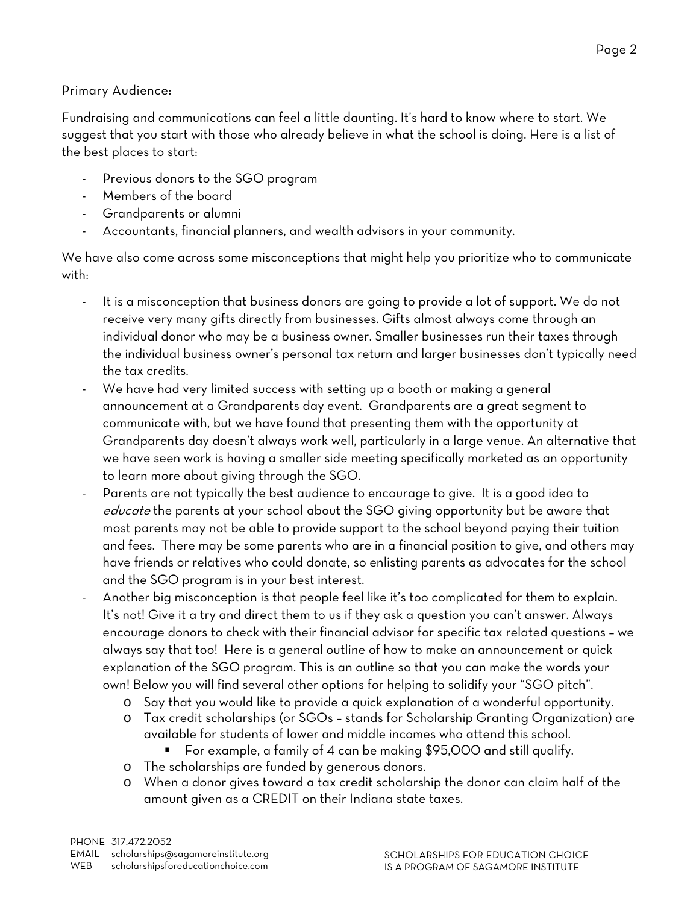Primary Audience:

Fundraising and communications can feel a little daunting. It's hard to know where to start. We suggest that you start with those who already believe in what the school is doing. Here is a list of the best places to start:

- Previous donors to the SGO program
- Members of the board
- Grandparents or alumni
- Accountants, financial planners, and wealth advisors in your community.

We have also come across some misconceptions that might help you prioritize who to communicate with:

- It is a misconception that business donors are going to provide a lot of support. We do not receive very many gifts directly from businesses. Gifts almost always come through an individual donor who may be a business owner. Smaller businesses run their taxes through the individual business owner's personal tax return and larger businesses don't typically need the tax credits.
- We have had very limited success with setting up a booth or making a general announcement at a Grandparents day event. Grandparents are a great segment to communicate with, but we have found that presenting them with the opportunity at Grandparents day doesn't always work well, particularly in a large venue. An alternative that we have seen work is having a smaller side meeting specifically marketed as an opportunity to learn more about giving through the SGO.
- Parents are not typically the best audience to encourage to give. It is a good idea to *educate* the parents at your school about the SGO giving opportunity but be aware that most parents may not be able to provide support to the school beyond paying their tuition and fees. There may be some parents who are in a financial position to give, and others may have friends or relatives who could donate, so enlisting parents as advocates for the school and the SGO program is in your best interest.
- Another big misconception is that people feel like it's too complicated for them to explain. It's not! Give it a try and direct them to us if they ask a question you can't answer. Always encourage donors to check with their financial advisor for specific tax related questions – we always say that too! Here is a general outline of how to make an announcement or quick explanation of the SGO program. This is an outline so that you can make the words your own! Below you will find several other options for helping to solidify your "SGO pitch".
    - Say that you would like to provide a quick explanation of a wonderful opportunity.
    - Tax credit scholarships (or SGOs – stands for Scholarship Granting Organization) are available for students of lower and middle incomes who attend this school.
        - For example, a family of 4 can be making $95,000 and still qualify.
    - The scholarships are funded by generous donors.
    - When a donor gives toward a tax credit scholarship the donor can claim half of the amount given as a CREDIT on their Indiana state taxes.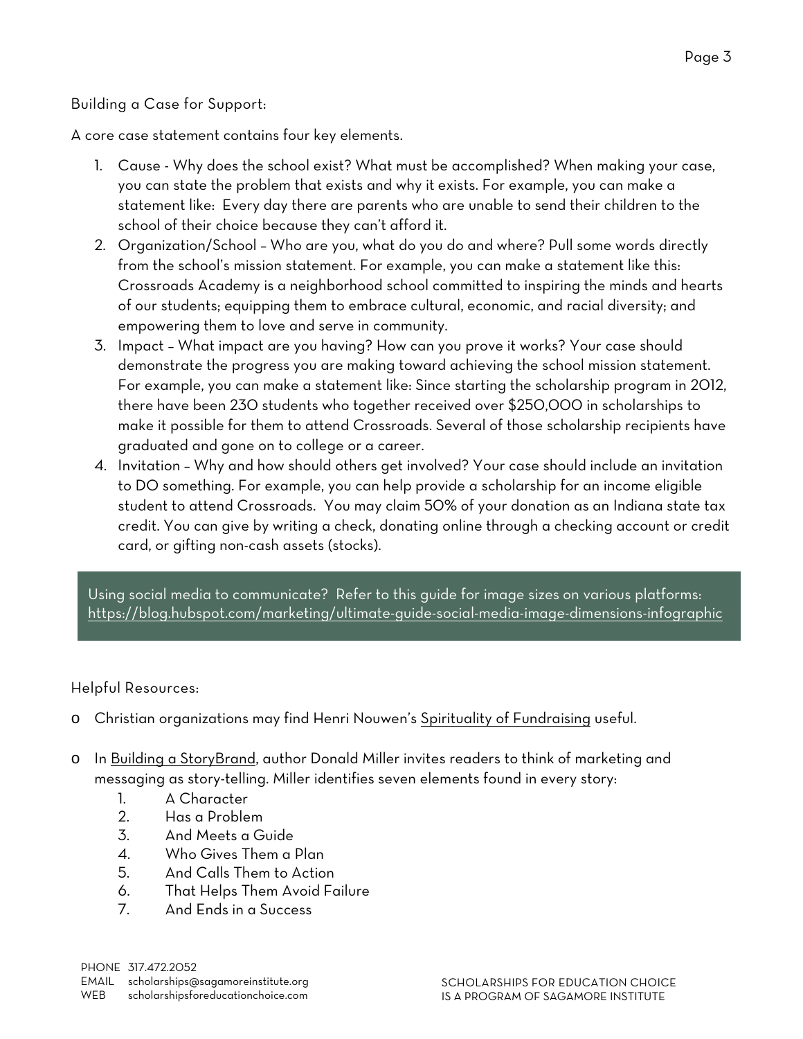Building a Case for Support:

A core case statement contains four key elements.

1. Cause - Why does the school exist? What must be accomplished? When making your case, you can state the problem that exists and why it exists. For example, you can make a statement like: Every day there are parents who are unable to send their children to the school of their choice because they can't afford it.
2. Organization/School – Who are you, what do you do and where? Pull some words directly from the school's mission statement. For example, you can make a statement like this: Crossroads Academy is a neighborhood school committed to inspiring the minds and hearts of our students; equipping them to embrace cultural, economic, and racial diversity; and empowering them to love and serve in community.
3. Impact – What impact are you having? How can you prove it works? Your case should demonstrate the progress you are making toward achieving the school mission statement. For example, you can make a statement like: Since starting the scholarship program in 2012, there have been 230 students who together received over $250,000 in scholarships to make it possible for them to attend Crossroads. Several of those scholarship recipients have graduated and gone on to college or a career.
4. Invitation – Why and how should others get involved? Your case should include an invitation to DO something. For example, you can help provide a scholarship for an income eligible student to attend Crossroads. You may claim 50% of your donation as an Indiana state tax credit. You can give by writing a check, donating online through a checking account or credit card, or gifting non-cash assets (stocks).

> Using social media to communicate? Refer to this guide for image sizes on various platforms: https://blog.hubspot.com/marketing/ultimate-guide-social-media-image-dimensions-infographic

Helpful Resources:

- Christian organizations may find Henri Nouwen's Spirituality of Fundraising useful.
- In Building a StoryBrand, author Donald Miller invites readers to think of marketing and messaging as story-telling. Miller identifies seven elements found in every story:
  1. A Character
  2. Has a Problem
  3. And Meets a Guide
  4. Who Gives Them a Plan
  5. And Calls Them to Action
  6. That Helps Them Avoid Failure
  7. And Ends in a Success

PHONE 317.472.2052
EMAIL scholarships@sagamoreinstitute.org
WEB scholarshipsforeducationchoice.com

SCHOLARSHIPS FOR EDUCATION CHOICE IS A PROGRAM OF SAGAMORE INSTITUTE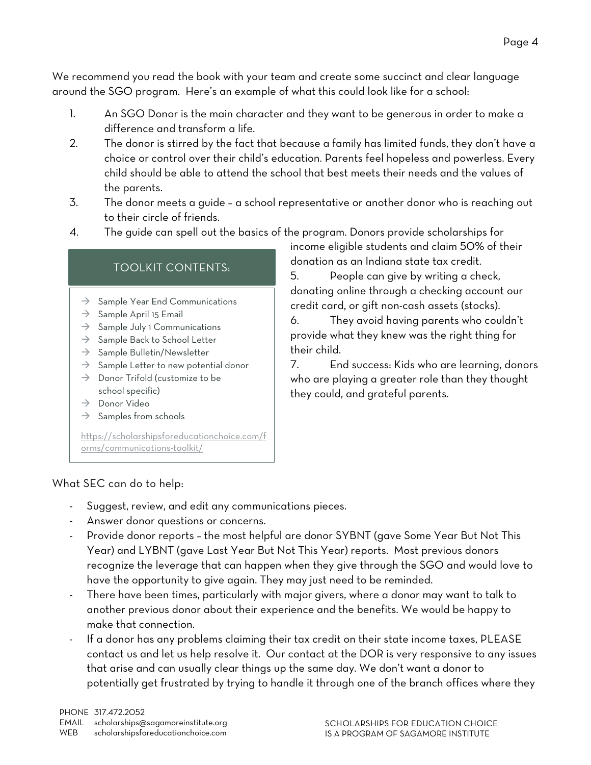We recommend you read the book with your team and create some succinct and clear language around the SGO program. Here's an example of what this could look like for a school:

1. An SGO Donor is the main character and they want to be generous in order to make a difference and transform a life.
2. The donor is stirred by the fact that because a family has limited funds, they don't have a choice or control over their child's education. Parents feel hopeless and powerless. Every child should be able to attend the school that best meets their needs and the values of the parents.
3. The donor meets a guide – a school representative or another donor who is reaching out to their circle of friends.
4. The guide can spell out the basics of the program. Donors provide scholarships for income eligible students and claim 50% of their donation as an Indiana state tax credit.
5. People can give by writing a check, donating online through a checking account our credit card, or gift non-cash assets (stocks).
6. They avoid having parents who couldn't provide what they knew was the right thing for their child.
7. End success: Kids who are learning, donors who are playing a greater role than they thought they could, and grateful parents.

**TOOLKIT CONTENTS:**

- → Sample Year End Communications
- → Sample April 15 Email
- → Sample July 1 Communications
- → Sample Back to School Letter
- → Sample Bulletin/Newsletter
- → Sample Letter to new potential donor
- → Donor Trifold (customize to be school specific)
- → Donor Video
- → Samples from schools

https://scholarshipsforeducationchoice.com/forms/communications-toolkit/

What SEC can do to help:

- Suggest, review, and edit any communications pieces.
- Answer donor questions or concerns.
- Provide donor reports – the most helpful are donor SYBNT (gave Some Year But Not This Year) and LYBNT (gave Last Year But Not This Year) reports. Most previous donors recognize the leverage that can happen when they give through the SGO and would love to have the opportunity to give again. They may just need to be reminded.
- There have been times, particularly with major givers, where a donor may want to talk to another previous donor about their experience and the benefits. We would be happy to make that connection.
- If a donor has any problems claiming their tax credit on their state income taxes, PLEASE contact us and let us help resolve it. Our contact at the DOR is very responsive to any issues that arise and can usually clear things up the same day. We don't want a donor to potentially get frustrated by trying to handle it through one of the branch offices where they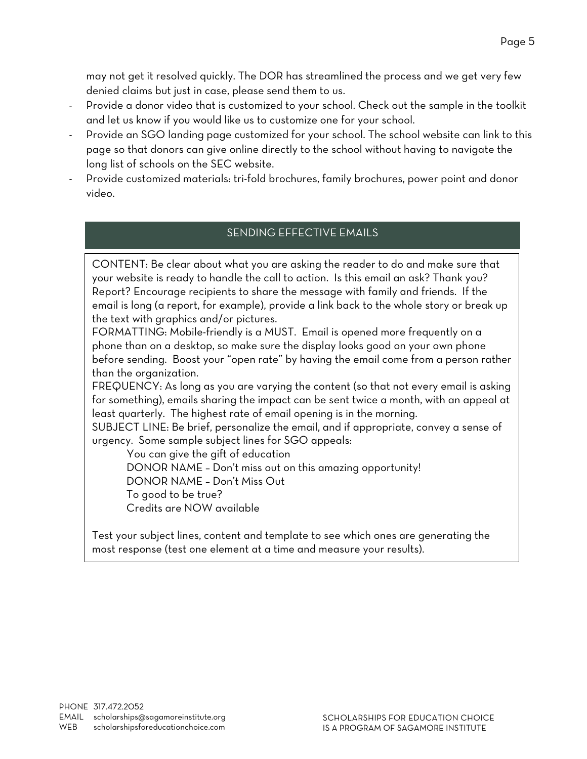may not get it resolved quickly. The DOR has streamlined the process and we get very few denied claims but just in case, please send them to us.

- Provide a donor video that is customized to your school. Check out the sample in the toolkit and let us know if you would like us to customize one for your school.
- Provide an SGO landing page customized for your school. The school website can link to this page so that donors can give online directly to the school without having to navigate the long list of schools on the SEC website.
- Provide customized materials: tri-fold brochures, family brochures, power point and donor video.

## SENDING EFFECTIVE EMAILS

CONTENT: Be clear about what you are asking the reader to do and make sure that your website is ready to handle the call to action. Is this email an ask? Thank you? Report? Encourage recipients to share the message with family and friends. If the email is long (a report, for example), provide a link back to the whole story or break up the text with graphics and/or pictures.

FORMATTING: Mobile-friendly is a MUST. Email is opened more frequently on a phone than on a desktop, so make sure the display looks good on your own phone before sending. Boost your "open rate" by having the email come from a person rather than the organization.

FREQUENCY: As long as you are varying the content (so that not every email is asking for something), emails sharing the impact can be sent twice a month, with an appeal at least quarterly. The highest rate of email opening is in the morning.

SUBJECT LINE: Be brief, personalize the email, and if appropriate, convey a sense of urgency. Some sample subject lines for SGO appeals:

You can give the gift of education
DONOR NAME – Don't miss out on this amazing opportunity!
DONOR NAME – Don't Miss Out
To good to be true?
Credits are NOW available

Test your subject lines, content and template to see which ones are generating the most response (test one element at a time and measure your results).

PHONE 317.472.2052
EMAIL scholarships@sagamoreinstitute.org
WEB scholarshipsforeducationchoice.com

SCHOLARSHIPS FOR EDUCATION CHOICE IS A PROGRAM OF SAGAMORE INSTITUTE